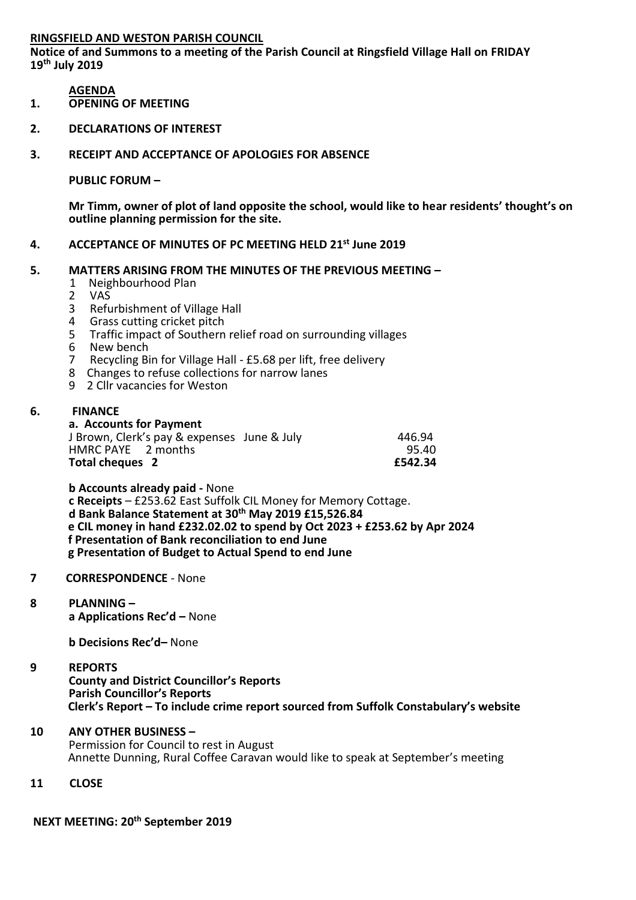**RINGSFIELD AND WESTON PARISH COUNCIL**

**Notice of and Summons to a meeting of the Parish Council at Ringsfield Village Hall on FRIDAY 19th July 2019**

**AGENDA**

1. **OPENING OF MEETING**

2. **DECLARATIONS OF INTEREST**

3. **RECEIPT AND ACCEPTANCE OF APOLOGIES FOR ABSENCE**

   **PUBLIC FORUM –**

   **Mr Timm, owner of plot of land opposite the school, would like to hear residents' thought's on outline planning permission for the site.**

4. **ACCEPTANCE OF MINUTES OF PC MEETING HELD 21st June 2019**

5. **MATTERS ARISING FROM THE MINUTES OF THE PREVIOUS MEETING –**
   1. Neighbourhood Plan
   2. VAS
   3. Refurbishment of Village Hall
   4. Grass cutting cricket pitch
   5. Traffic impact of Southern relief road on surrounding villages
   6. New bench
   7. Recycling Bin for Village Hall - £5.68 per lift, free delivery
   8. Changes to refuse collections for narrow lanes
   9. 2 Cllr vacancies for Weston

6. **FINANCE**

   **a. Accounts for Payment**

   | | |
   |---|---|
   | J Brown, Clerk's pay & expenses June & July | 446.94 |
   | HMRC PAYE 2 months | 95.40 |
   | **Total cheques 2** | **£542.34** |

   **b Accounts already paid -** None

   **c Receipts** – £253.62 East Suffolk CIL Money for Memory Cottage.

   **d Bank Balance Statement at 30th May 2019 £15,526.84**

   **e CIL money in hand £232.02.02 to spend by Oct 2023 + £253.62 by Apr 2024**

   **f Presentation of Bank reconciliation to end June**

   **g Presentation of Budget to Actual Spend to end June**

7. **CORRESPONDENCE** - None

8. **PLANNING –**

   **a Applications Rec'd –** None

   **b Decisions Rec'd–** None

9. **REPORTS**

   **County and District Councillor's Reports**

   **Parish Councillor's Reports**

   **Clerk's Report – To include crime report sourced from Suffolk Constabulary's website**

10. **ANY OTHER BUSINESS –**

    Permission for Council to rest in August

    Annette Dunning, Rural Coffee Caravan would like to speak at September's meeting

11. **CLOSE**

**NEXT MEETING: 20th September 2019**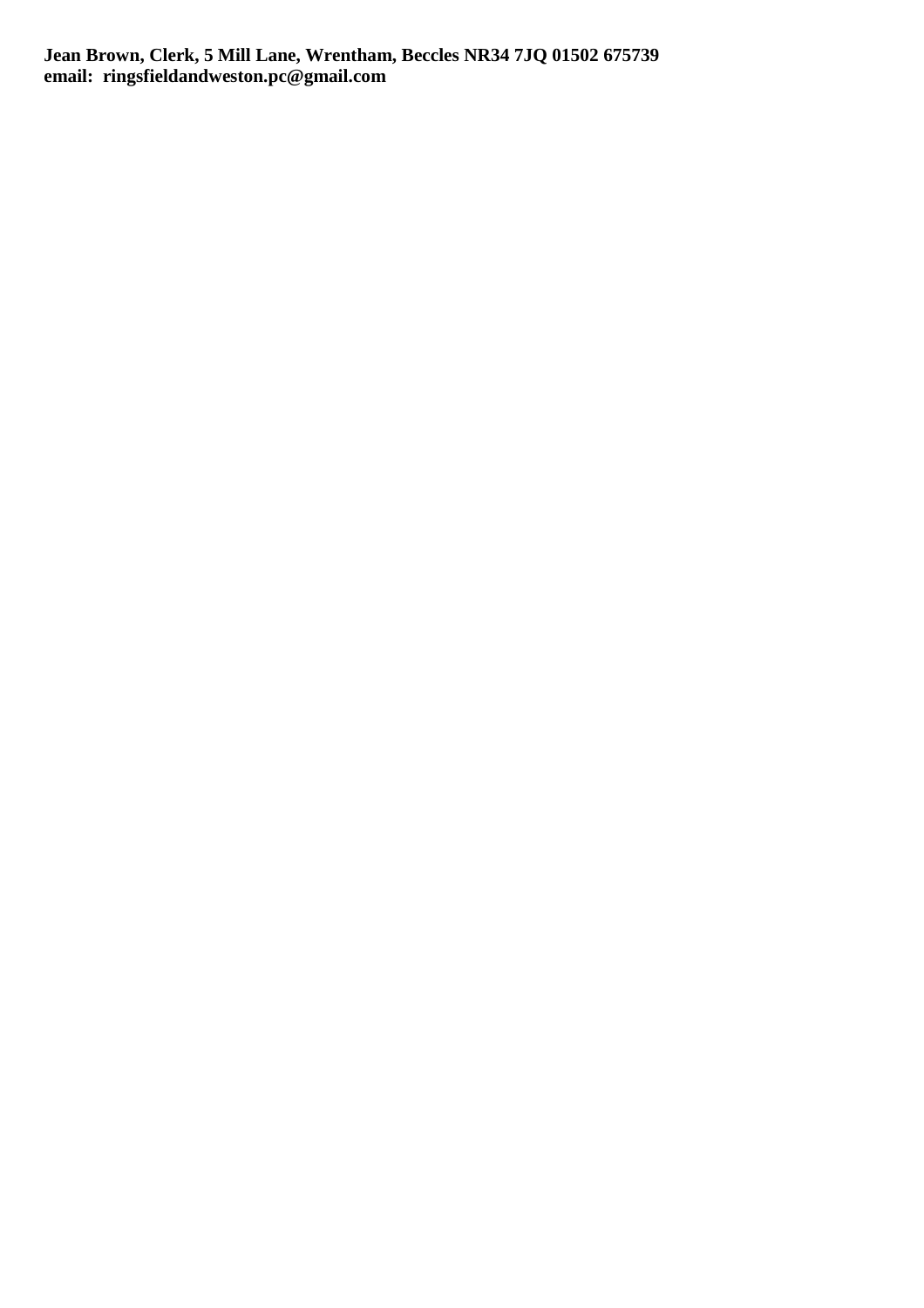**Jean Brown, Clerk, 5 Mill Lane, Wrentham, Beccles NR34 7JQ 01502 675739**
**email: ringsfieldandweston.pc@gmail.com**